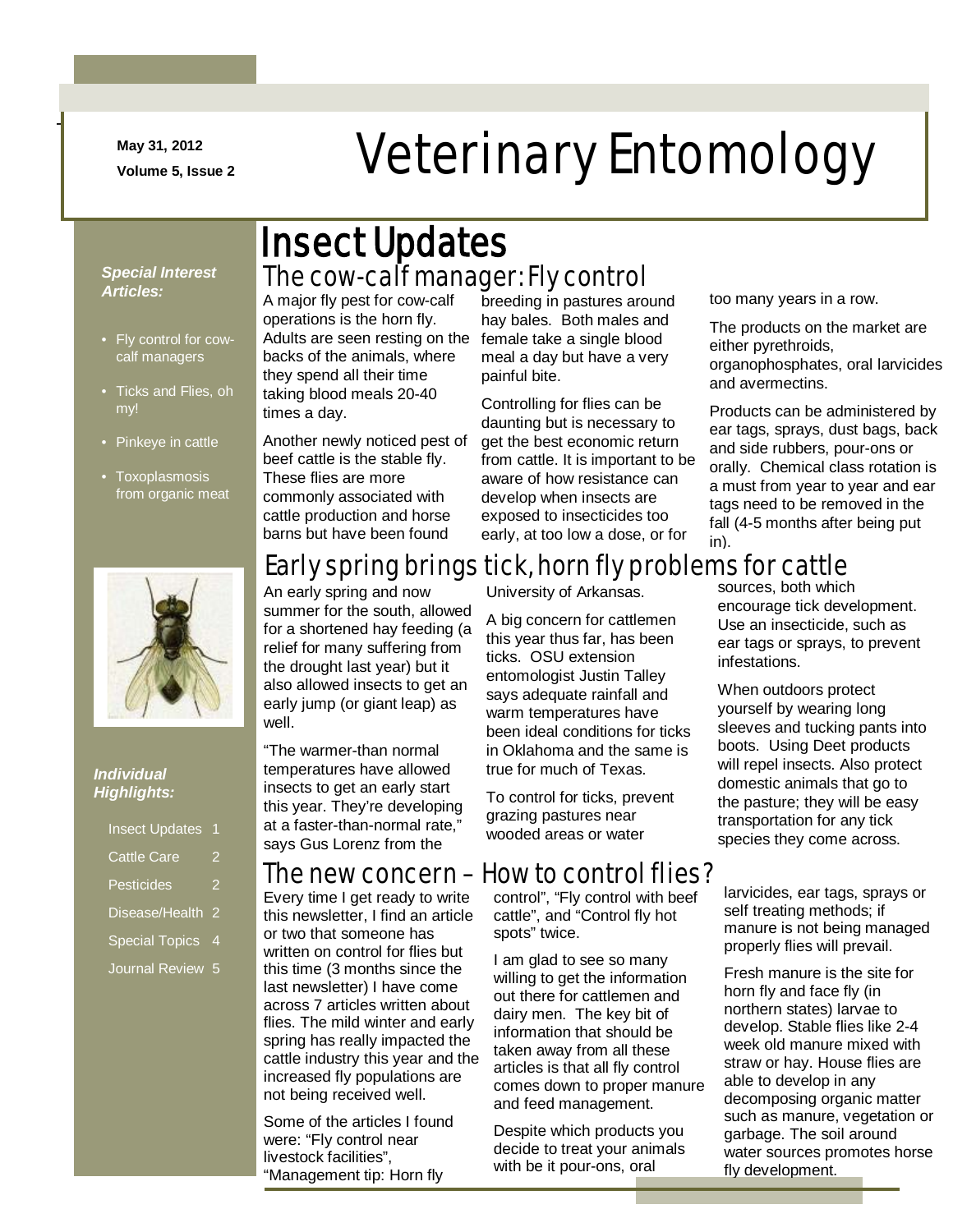May 31, 2012

Volume 5, Issue 2

# Veterinary Entomology

***Special Interest Articles:***

- Fly control for cow-calf managers
- Ticks and Flies, oh my!
- Pinkeye in cattle
- Toxoplasmosis from organic meat

***Individual Highlights:***

| | |
|---|---|
| Insect Updates | 1 |
| Cattle Care | 2 |
| Pesticides | 2 |
| Disease/Health | 2 |
| Special Topics | 4 |
| Journal Review | 5 |

## Insect Updates

### The cow-calf manager: Fly control

A major fly pest for cow-calf operations is the horn fly. Adults are seen resting on the backs of the animals, where they spend all their time taking blood meals 20-40 times a day.

Another newly noticed pest of beef cattle is the stable fly. These flies are more commonly associated with cattle production and horse barns but have been found breeding in pastures around hay bales. Both males and female take a single blood meal a day but have a very painful bite.

Controlling for flies can be daunting but is necessary to get the best economic return from cattle. It is important to be aware of how resistance can develop when insects are exposed to insecticides too early, at too low a dose, or for too many years in a row.

The products on the market are either pyrethroids, organophosphates, oral larvicides and avermectins.

Products can be administered by ear tags, sprays, dust bags, back and side rubbers, pour-ons or orally. Chemical class rotation is a must from year to year and ear tags need to be removed in the fall (4-5 months after being put in).

### Early spring brings tick, horn fly problems for cattle

An early spring and now summer for the south, allowed for a shortened hay feeding (a relief for many suffering from the drought last year) but it also allowed insects to get an early jump (or giant leap) as well.

"The warmer-than normal temperatures have allowed insects to get an early start this year. They're developing at a faster-than-normal rate," says Gus Lorenz from the University of Arkansas.

A big concern for cattlemen this year thus far, has been ticks. OSU extension entomologist Justin Talley says adequate rainfall and warm temperatures have been ideal conditions for ticks in Oklahoma and the same is true for much of Texas.

To control for ticks, prevent grazing pastures near wooded areas or water sources, both which encourage tick development. Use an insecticide, such as ear tags or sprays, to prevent infestations.

When outdoors protect yourself by wearing long sleeves and tucking pants into boots. Using Deet products will repel insects. Also protect domestic animals that go to the pasture; they will be easy transportation for any tick species they come across.

### The new concern – How to control flies?

Every time I get ready to write this newsletter, I find an article or two that someone has written on control for flies but this time (3 months since the last newsletter) I have come across 7 articles written about flies. The mild winter and early spring has really impacted the cattle industry this year and the increased fly populations are not being received well.

Some of the articles I found were: "Fly control near livestock facilities", "Management tip: Horn fly control", "Fly control with beef cattle", and "Control fly hot spots" twice.

I am glad to see so many willing to get the information out there for cattlemen and dairy men. The key bit of information that should be taken away from all these articles is that all fly control comes down to proper manure and feed management.

Despite which products you decide to treat your animals with be it pour-ons, oral larvicides, ear tags, sprays or self treating methods; if manure is not being managed properly flies will prevail.

Fresh manure is the site for horn fly and face fly (in northern states) larvae to develop. Stable flies like 2-4 week old manure mixed with straw or hay. House flies are able to develop in any decomposing organic matter such as manure, vegetation or garbage. The soil around water sources promotes horse fly development.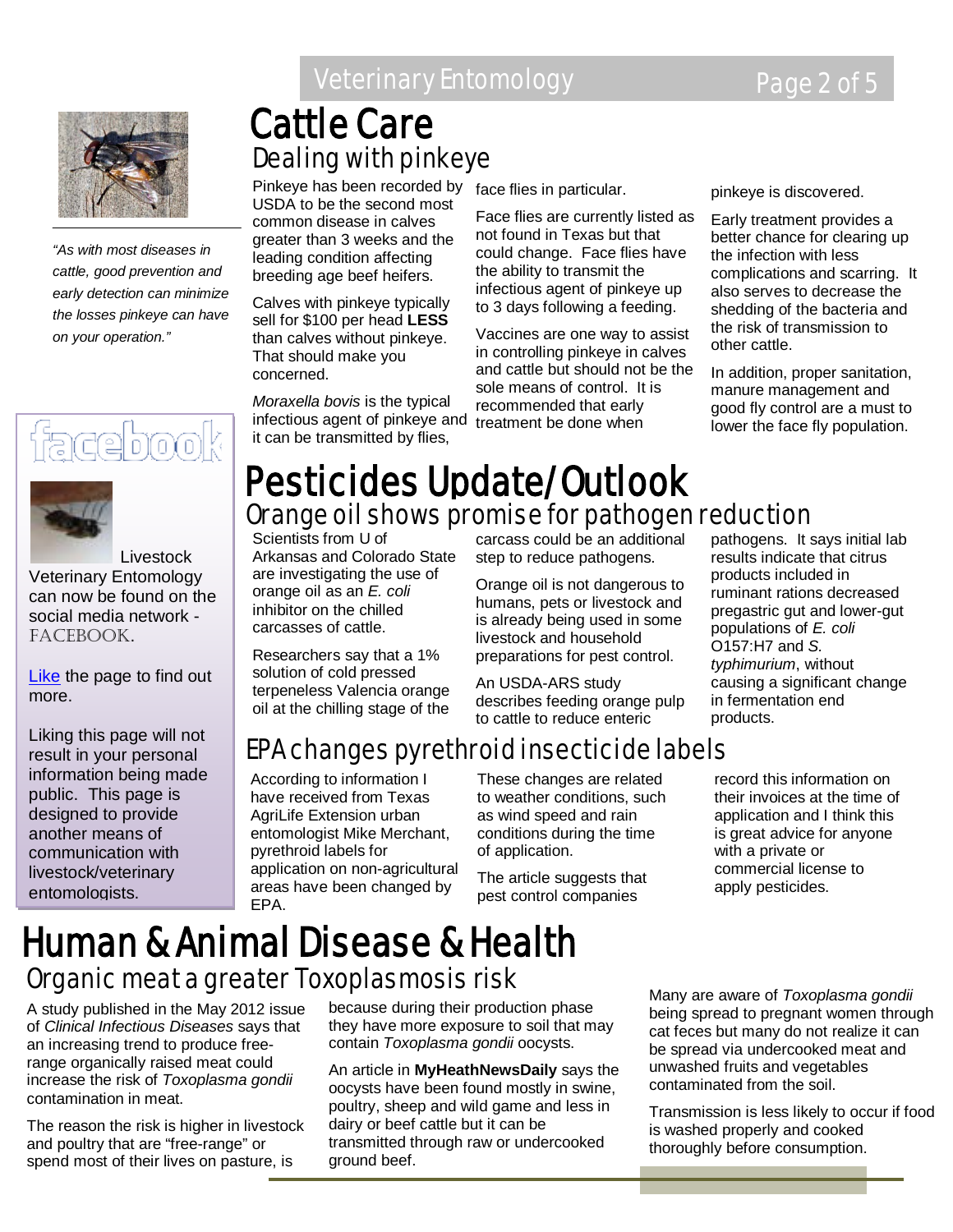*"As with most diseases in cattle, good prevention and early detection can minimize the losses pinkeye can have on your operation."*

facebook

Livestock Veterinary Entomology can now be found on the social media network - FACEBOOK.

Like the page to find out more.

Liking this page will not result in your personal information being made public. This page is designed to provide another means of communication with livestock/veterinary entomologists.

# Cattle Care

## Dealing with pinkeye

Pinkeye has been recorded by USDA to be the second most common disease in calves greater than 3 weeks and the leading condition affecting breeding age beef heifers.

Calves with pinkeye typically sell for $100 per head **LESS** than calves without pinkeye. That should make you concerned.

*Moraxella bovis* is the typical infectious agent of pinkeye and it can be transmitted by flies, face flies in particular.

Face flies are currently listed as not found in Texas but that could change. Face flies have the ability to transmit the infectious agent of pinkeye up to 3 days following a feeding.

Vaccines are one way to assist in controlling pinkeye in calves and cattle but should not be the sole means of control. It is recommended that early treatment be done when pinkeye is discovered.

Early treatment provides a better chance for clearing up the infection with less complications and scarring. It also serves to decrease the shedding of the bacteria and the risk of transmission to other cattle.

In addition, proper sanitation, manure management and good fly control are a must to lower the face fly population.

# Pesticides Update/Outlook

## Orange oil shows promise for pathogen reduction

Scientists from U of Arkansas and Colorado State are investigating the use of orange oil as an *E. coli* inhibitor on the chilled carcasses of cattle.

Researchers say that a 1% solution of cold pressed terpeneless Valencia orange oil at the chilling stage of the carcass could be an additional step to reduce pathogens.

Orange oil is not dangerous to humans, pets or livestock and is already being used in some livestock and household preparations for pest control.

An USDA-ARS study describes feeding orange pulp to cattle to reduce enteric pathogens. It says initial lab results indicate that citrus products included in ruminant rations decreased pregastric gut and lower-gut populations of *E. coli* O157:H7 and *S. typhimurium*, without causing a significant change in fermentation end products.

## EPA changes pyrethroid insecticide labels

According to information I have received from Texas AgriLife Extension urban entomologist Mike Merchant, pyrethroid labels for application on non-agricultural areas have been changed by EPA.

These changes are related to weather conditions, such as wind speed and rain conditions during the time of application.

The article suggests that pest control companies record this information on their invoices at the time of application and I think this is great advice for anyone with a private or commercial license to apply pesticides.

# Human & Animal Disease & Health

## Organic meat a greater Toxoplasmosis risk

A study published in the May 2012 issue of *Clinical Infectious Diseases* says that an increasing trend to produce free-range organically raised meat could increase the risk of *Toxoplasma gondii* contamination in meat.

The reason the risk is higher in livestock and poultry that are "free-range" or spend most of their lives on pasture, is because during their production phase they have more exposure to soil that may contain *Toxoplasma gondii* oocysts.

An article in **MyHeathNewsDaily** says the oocysts have been found mostly in swine, poultry, sheep and wild game and less in dairy or beef cattle but it can be transmitted through raw or undercooked ground beef.

Many are aware of *Toxoplasma gondii* being spread to pregnant women through cat feces but many do not realize it can be spread via undercooked meat and unwashed fruits and vegetables contaminated from the soil.

Transmission is less likely to occur if food is washed properly and cooked thoroughly before consumption.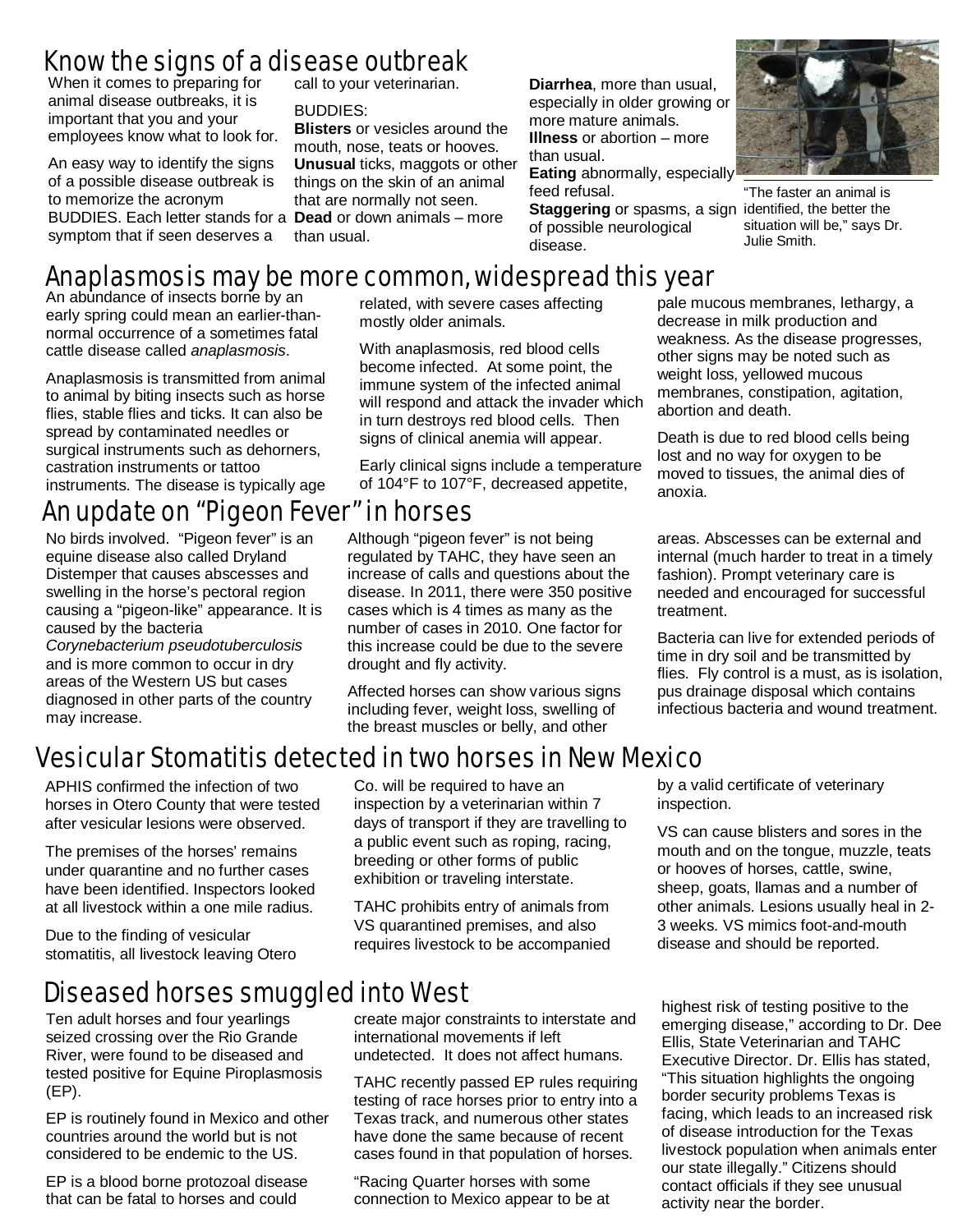## Know the signs of a disease outbreak

When it comes to preparing for animal disease outbreaks, it is important that you and your employees know what to look for.

An easy way to identify the signs of a possible disease outbreak is to memorize the acronym BUDDIES. Each letter stands for a symptom that if seen deserves a call to your veterinarian.

BUDDIES:

**Blisters** or vesicles around the mouth, nose, teats or hooves.
**Unusual** ticks, maggots or other things on the skin of an animal that are normally not seen.
**Dead** or down animals – more than usual.
**Diarrhea**, more than usual, especially in older growing or more mature animals.
**Illness** or abortion – more than usual.
**Eating** abnormally, especially feed refusal.
**Staggering** or spasms, a sign of possible neurological disease.

"The faster an animal is identified, the better the situation will be," says Dr. Julie Smith.

## Anaplasmosis may be more common, widespread this year

An abundance of insects borne by an early spring could mean an earlier-than-normal occurrence of a sometimes fatal cattle disease called *anaplasmosis*.

Anaplasmosis is transmitted from animal to animal by biting insects such as horse flies, stable flies and ticks. It can also be spread by contaminated needles or surgical instruments such as dehorners, castration instruments or tattoo instruments. The disease is typically age related, with severe cases affecting mostly older animals.

With anaplasmosis, red blood cells become infected. At some point, the immune system of the infected animal will respond and attack the invader which in turn destroys red blood cells. Then signs of clinical anemia will appear.

Early clinical signs include a temperature of 104°F to 107°F, decreased appetite, pale mucous membranes, lethargy, a decrease in milk production and weakness. As the disease progresses, other signs may be noted such as weight loss, yellowed mucous membranes, constipation, agitation, abortion and death.

Death is due to red blood cells being lost and no way for oxygen to be moved to tissues, the animal dies of anoxia.

## An update on "Pigeon Fever" in horses

No birds involved. "Pigeon fever" is an equine disease also called Dryland Distemper that causes abscesses and swelling in the horse's pectoral region causing a "pigeon-like" appearance. It is caused by the bacteria *Corynebacterium pseudotuberculosis* and is more common to occur in dry areas of the Western US but cases diagnosed in other parts of the country may increase.

Although "pigeon fever" is not being regulated by TAHC, they have seen an increase of calls and questions about the disease. In 2011, there were 350 positive cases which is 4 times as many as the number of cases in 2010. One factor for this increase could be due to the severe drought and fly activity.

Affected horses can show various signs including fever, weight loss, swelling of the breast muscles or belly, and other areas. Abscesses can be external and internal (much harder to treat in a timely fashion). Prompt veterinary care is needed and encouraged for successful treatment.

Bacteria can live for extended periods of time in dry soil and be transmitted by flies. Fly control is a must, as is isolation, pus drainage disposal which contains infectious bacteria and wound treatment.

## Vesicular Stomatitis detected in two horses in New Mexico

APHIS confirmed the infection of two horses in Otero County that were tested after vesicular lesions were observed.

The premises of the horses' remains under quarantine and no further cases have been identified. Inspectors looked at all livestock within a one mile radius.

Due to the finding of vesicular stomatitis, all livestock leaving Otero Co. will be required to have an inspection by a veterinarian within 7 days of transport if they are travelling to a public event such as roping, racing, breeding or other forms of public exhibition or traveling interstate.

TAHC prohibits entry of animals from VS quarantined premises, and also requires livestock to be accompanied by a valid certificate of veterinary inspection.

VS can cause blisters and sores in the mouth and on the tongue, muzzle, teats or hooves of horses, cattle, swine, sheep, goats, llamas and a number of other animals. Lesions usually heal in 2-3 weeks. VS mimics foot-and-mouth disease and should be reported.

## Diseased horses smuggled into West

Ten adult horses and four yearlings seized crossing over the Rio Grande River, were found to be diseased and tested positive for Equine Piroplasmosis (EP).

EP is routinely found in Mexico and other countries around the world but is not considered to be endemic to the US.

EP is a blood borne protozoal disease that can be fatal to horses and could create major constraints to interstate and international movements if left undetected. It does not affect humans.

TAHC recently passed EP rules requiring testing of race horses prior to entry into a Texas track, and numerous other states have done the same because of recent cases found in that population of horses.

"Racing Quarter horses with some connection to Mexico appear to be at highest risk of testing positive to the emerging disease," according to Dr. Dee Ellis, State Veterinarian and TAHC Executive Director. Dr. Ellis has stated, "This situation highlights the ongoing border security problems Texas is facing, which leads to an increased risk of disease introduction for the Texas livestock population when animals enter our state illegally." Citizens should contact officials if they see unusual activity near the border.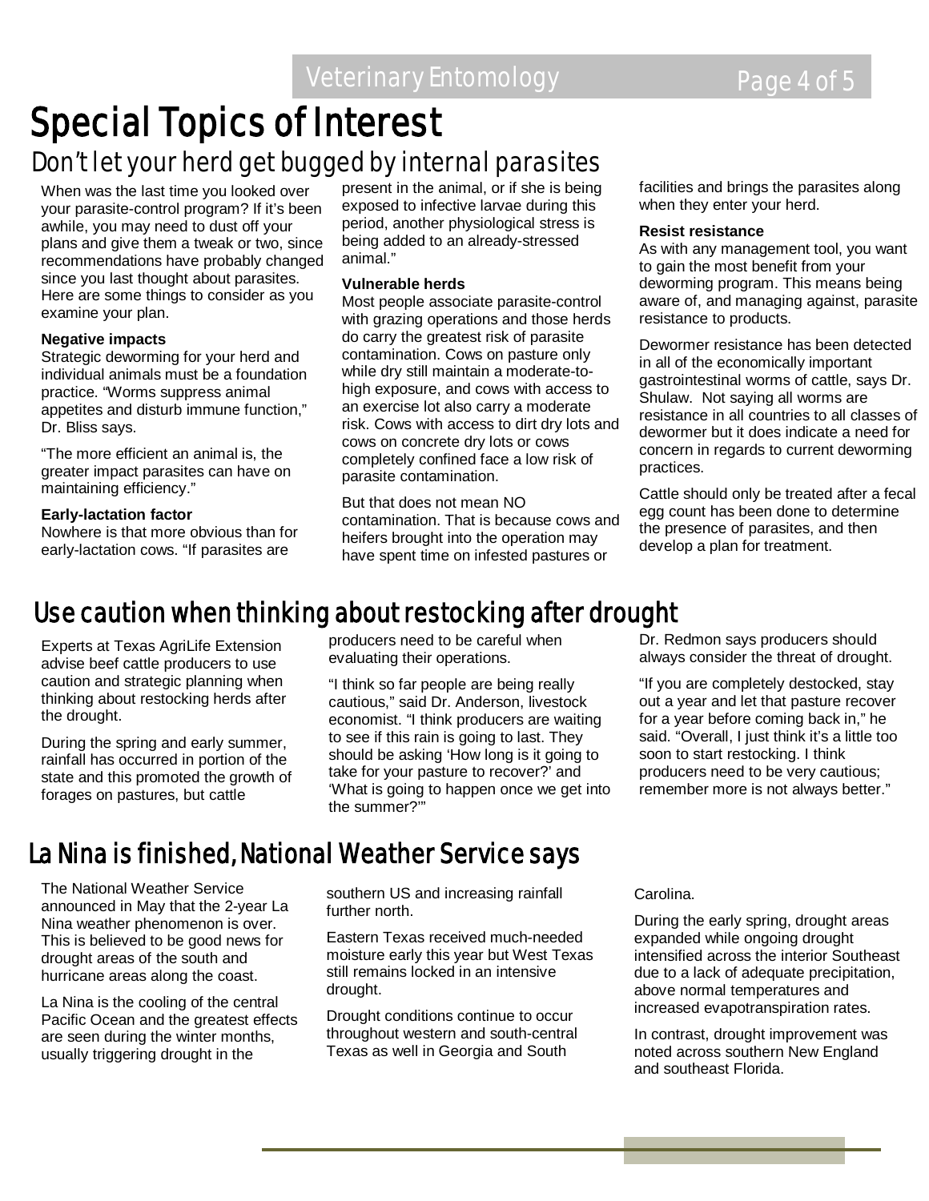# Special Topics of Interest

## Don't let your herd get bugged by internal parasites

When was the last time you looked over your parasite-control program? If it's been awhile, you may need to dust off your plans and give them a tweak or two, since recommendations have probably changed since you last thought about parasites. Here are some things to consider as you examine your plan.

**Negative impacts**

Strategic deworming for your herd and individual animals must be a foundation practice. "Worms suppress animal appetites and disturb immune function," Dr. Bliss says.

"The more efficient an animal is, the greater impact parasites can have on maintaining efficiency."

**Early-lactation factor**

Nowhere is that more obvious than for early-lactation cows. "If parasites are present in the animal, or if she is being exposed to infective larvae during this period, another physiological stress is being added to an already-stressed animal."

**Vulnerable herds**

Most people associate parasite-control with grazing operations and those herds do carry the greatest risk of parasite contamination. Cows on pasture only while dry still maintain a moderate-to-high exposure, and cows with access to an exercise lot also carry a moderate risk. Cows with access to dirt dry lots and cows on concrete dry lots or cows completely confined face a low risk of parasite contamination.

But that does not mean NO contamination. That is because cows and heifers brought into the operation may have spent time on infested pastures or facilities and brings the parasites along when they enter your herd.

**Resist resistance**

As with any management tool, you want to gain the most benefit from your deworming program. This means being aware of, and managing against, parasite resistance to products.

Dewormer resistance has been detected in all of the economically important gastrointestinal worms of cattle, says Dr. Shulaw. Not saying all worms are resistance in all countries to all classes of dewormer but it does indicate a need for concern in regards to current deworming practices.

Cattle should only be treated after a fecal egg count has been done to determine the presence of parasites, and then develop a plan for treatment.

## Use caution when thinking about restocking after drought

Experts at Texas AgriLife Extension advise beef cattle producers to use caution and strategic planning when thinking about restocking herds after the drought.

During the spring and early summer, rainfall has occurred in portion of the state and this promoted the growth of forages on pastures, but cattle producers need to be careful when evaluating their operations.

"I think so far people are being really cautious," said Dr. Anderson, livestock economist. "I think producers are waiting to see if this rain is going to last. They should be asking 'How long is it going to take for your pasture to recover?' and 'What is going to happen once we get into the summer?'"

Dr. Redmon says producers should always consider the threat of drought.

"If you are completely destocked, stay out a year and let that pasture recover for a year before coming back in," he said. "Overall, I just think it's a little too soon to start restocking. I think producers need to be very cautious; remember more is not always better."

## La Nina is finished, National Weather Service says

The National Weather Service announced in May that the 2-year La Nina weather phenomenon is over. This is believed to be good news for drought areas of the south and hurricane areas along the coast.

La Nina is the cooling of the central Pacific Ocean and the greatest effects are seen during the winter months, usually triggering drought in the southern US and increasing rainfall further north.

Eastern Texas received much-needed moisture early this year but West Texas still remains locked in an intensive drought.

Drought conditions continue to occur throughout western and south-central Texas as well in Georgia and South Carolina.

During the early spring, drought areas expanded while ongoing drought intensified across the interior Southeast due to a lack of adequate precipitation, above normal temperatures and increased evapotranspiration rates.

In contrast, drought improvement was noted across southern New England and southeast Florida.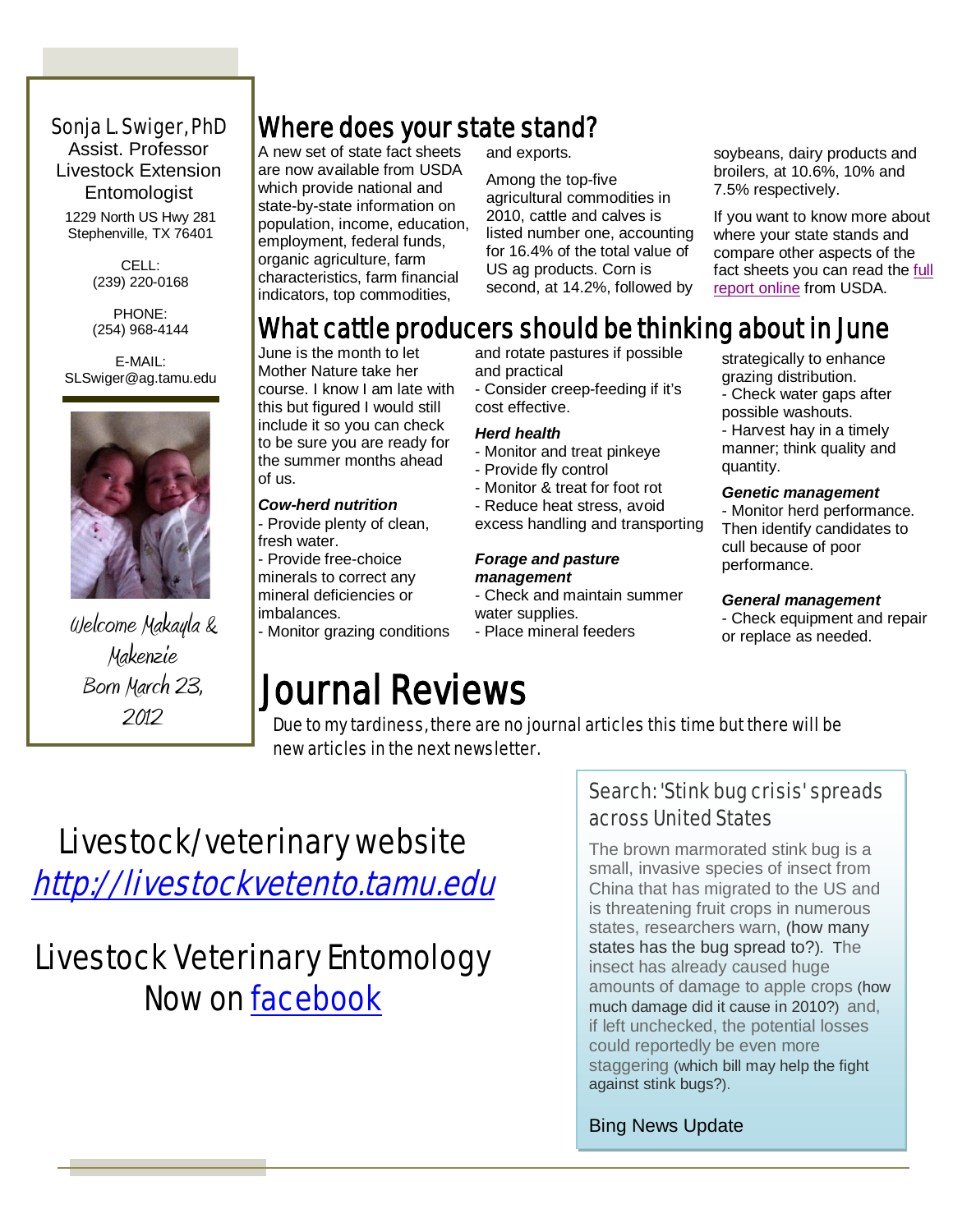Sonja L. Swiger, PhD
Assist. Professor
Livestock Extension Entomologist

1229 North US Hwy 281
Stephenville, TX 76401

CELL:
(239) 220-0168

PHONE:
(254) 968-4144

E-MAIL:
SLSwiger@ag.tamu.edu

Welcome Makayla & Makenzie
Born March 23, 2012

## Where does your state stand?

A new set of state fact sheets are now available from USDA which provide national and state-by-state information on population, income, education, employment, federal funds, organic agriculture, farm characteristics, farm financial indicators, top commodities, and exports.

Among the top-five agricultural commodities in 2010, cattle and calves is listed number one, accounting for 16.4% of the total value of US ag products. Corn is second, at 14.2%, followed by soybeans, dairy products and broilers, at 10.6%, 10% and 7.5% respectively.

If you want to know more about where your state stands and compare other aspects of the fact sheets you can read the full report online from USDA.

## What cattle producers should be thinking about in June

June is the month to let Mother Nature take her course. I know I am late with this but figured I would still include it so you can check to be sure you are ready for the summer months ahead of us.

***Cow-herd nutrition***

- Provide plenty of clean, fresh water.
- Provide free-choice minerals to correct any mineral deficiencies or imbalances.
- Monitor grazing conditions and rotate pastures if possible and practical
- Consider creep-feeding if it's cost effective.

***Herd health***

- Monitor and treat pinkeye
- Provide fly control
- Monitor & treat for foot rot
- Reduce heat stress, avoid excess handling and transporting

***Forage and pasture management***

- Check and maintain summer water supplies.
- Place mineral feeders strategically to enhance grazing distribution.
- Check water gaps after possible washouts.
- Harvest hay in a timely manner; think quality and quantity.

***Genetic management***

- Monitor herd performance. Then identify candidates to cull because of poor performance.

***General management***

- Check equipment and repair or replace as needed.

# Journal Reviews

Due to my tardiness, there are no journal articles this time but there will be new articles in the next newsletter.

Livestock/veterinary website
http://livestockvetento.tamu.edu

Livestock Veterinary Entomology
Now on facebook

Search: 'Stink bug crisis' spreads across United States

The brown marmorated stink bug is a small, invasive species of insect from China that has migrated to the US and is threatening fruit crops in numerous states, researchers warn, (how many states has the bug spread to?). The insect has already caused huge amounts of damage to apple crops (how much damage did it cause in 2010?) and, if left unchecked, the potential losses could reportedly be even more staggering (which bill may help the fight against stink bugs?).

Bing News Update